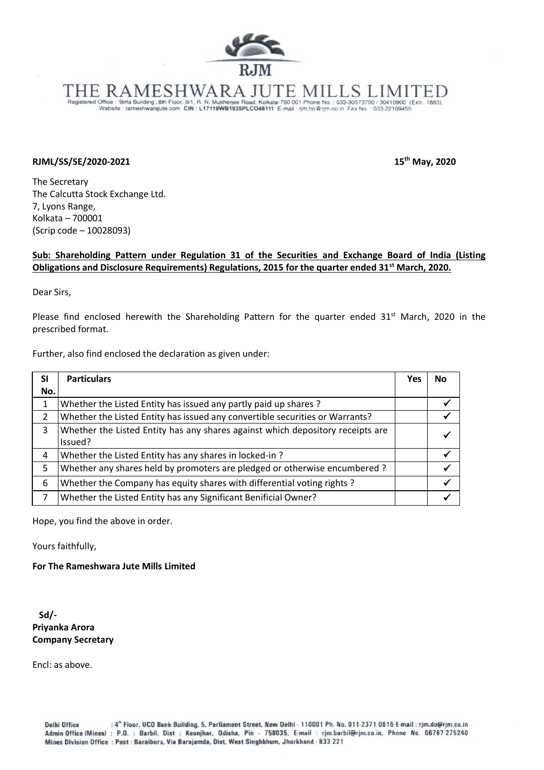# THE RAMESHWARA JUTE MILLS LIMITED

Registered Office : 'Birla Building', 8th Floor, 9/1, R. N. Mukherjee Road, Kolkata-700 001 Phone No. : 033-30573700 / 30410900 (Extn. 1883). Website : rameshwarajute.com CIN : L17119WB1935PLCO46111 E-mail : rjm.ho@rjm.co.in Fax No. : 033-22109455

**RJML/SS/SE/2020-2021** **15th May, 2020**

The Secretary
The Calcutta Stock Exchange Ltd.
7, Lyons Range,
Kolkata – 700001
(Scrip code – 10028093)

**Sub: Shareholding Pattern under Regulation 31 of the Securities and Exchange Board of India (Listing Obligations and Disclosure Requirements) Regulations, 2015 for the quarter ended 31st March, 2020.**

Dear Sirs,

Please find enclosed herewith the Shareholding Pattern for the quarter ended 31st March, 2020 in the prescribed format.

Further, also find enclosed the declaration as given under:

| Sl No. | Particulars | Yes | No |
|---|---|---|---|
| 1 | Whether the Listed Entity has issued any partly paid up shares ? | | ✓ |
| 2 | Whether the Listed Entity has issued any convertible securities or Warrants? | | ✓ |
| 3 | Whether the Listed Entity has any shares against which depository receipts are Issued? | | ✓ |
| 4 | Whether the Listed Entity has any shares in locked-in ? | | ✓ |
| 5 | Whether any shares held by promoters are pledged or otherwise encumbered ? | | ✓ |
| 6 | Whether the Company has equity shares with differential voting rights ? | | ✓ |
| 7 | Whether the Listed Entity has any Significant Benificial Owner? | | ✓ |

Hope, you find the above in order.

Yours faithfully,

**For The Rameshwara Jute Mills Limited**

**Sd/-**
**Priyanka Arora**
**Company Secretary**

Encl: as above.

Delhi Office : 4th Floor, UCO Bank Building, 5, Parliament Street, New Delhi - 110001 Ph. No. 011-2371 0616 E-mail : rjm.do@rjm.co.in
Admin Office (Mines) : P.O. : Barbil, Dist : Keonjhar, Odisha, Pin - 758035, E-mail : rjm.barbil@rjm.co.in, Phone No. 06767-275240
Mines Division Office : Post : Baraiburu, Via Barajamda, Dist, West Singhbhum, Jharkhand - 833 221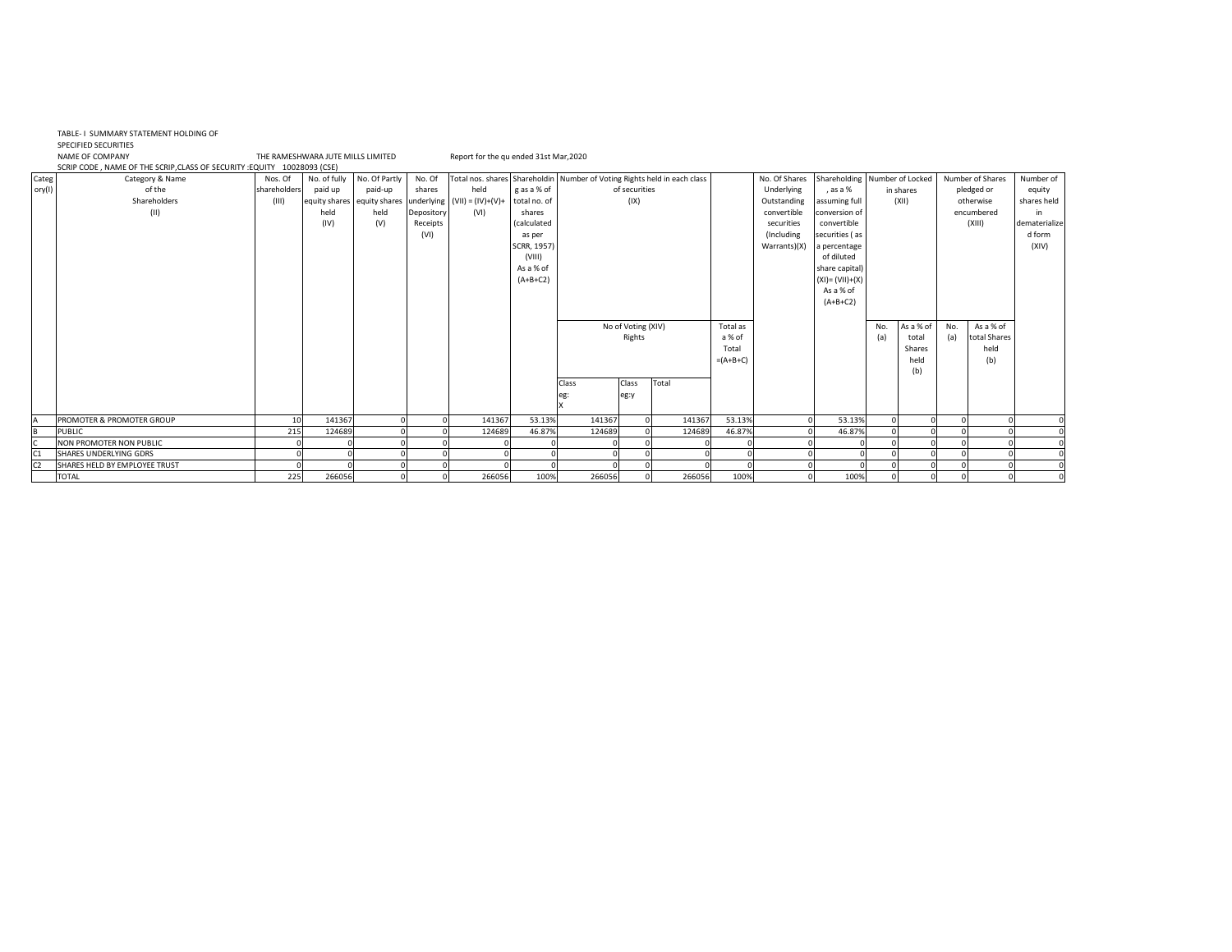TABLE- I SUMMARY STATEMENT HOLDING OF SPECIFIED SECURITIES

NAME OF COMPANY THE RAMESHWARA JUTE MILLS LIMITED Report for the qu ended 31st Mar,2020

SCRIP CODE , NAME OF THE SCRIP,CLASS OF SECURITY :EQUITY 10028093 (CSE)

| Category(I) | Category & Name of the Shareholders (II) | Nos. Of shareholders (III) | No. of fully paid up equity shares held (IV) | No. Of Partly paid-up equity shares held (V) | No. Of shares underlying Depository Receipts (VI) | Total nos. shares held (VII) = (IV)+(V)+ (VI) | Shareholding as a % of total no. of shares (calculated as per SCRR, 1957) (VIII) As a % of (A+B+C2) | Number of Voting Rights held in each class of securities (IX) | | | | No. Of Shares Underlying Outstanding convertible securities (Including Warrants)(X) | Shareholding , as a % assuming full conversion of convertible securities ( as a percentage of diluted share capital) (XI)= (VII)+(X) As a % of (A+B+C2) | Number of Locked in shares (XII) | | Number of Shares pledged or otherwise encumbered (XIII) | | Number of equity shares held in dematerialized form (XIV) |
|---|---|---|---|---|---|---|---|---|---|---|---|---|---|---|---|---|---|---|
| | | | | | | | | No of Voting (XIV) Rights | | | Total as a % of Total =(A+B+C) | | | No. (a) | As a % of total Shares held (b) | No. (a) | As a % of total Shares held (b) | |
| | | | | | | | | Class eg: X | Class eg:y | Total | | | | | | | | |
| A | PROMOTER & PROMOTER GROUP | 10 | 141367 | 0 | 0 | 141367 | 53.13% | 141367 | 0 | 141367 | 53.13% | 0 | 53.13% | 0 | 0 | 0 | 0 | 0 |
| B | PUBLIC | 215 | 124689 | 0 | 0 | 124689 | 46.87% | 124689 | 0 | 124689 | 46.87% | 0 | 46.87% | 0 | 0 | 0 | 0 | 0 |
| C | NON PROMOTER NON PUBLIC | 0 | 0 | 0 | 0 | 0 | 0 | 0 | 0 | 0 | 0 | 0 | 0 | 0 | 0 | 0 | 0 | 0 |
| C1 | SHARES UNDERLYING GDRS | 0 | 0 | 0 | 0 | 0 | 0 | 0 | 0 | 0 | 0 | 0 | 0 | 0 | 0 | 0 | 0 | 0 |
| C2 | SHARES HELD BY EMPLOYEE TRUST | 0 | 0 | 0 | 0 | 0 | 0 | 0 | 0 | 0 | 0 | 0 | 0 | 0 | 0 | 0 | 0 | 0 |
| | TOTAL | 225 | 266056 | 0 | 0 | 266056 | 100% | 266056 | 0 | 266056 | 100% | 0 | 100% | 0 | 0 | 0 | 0 | 0 |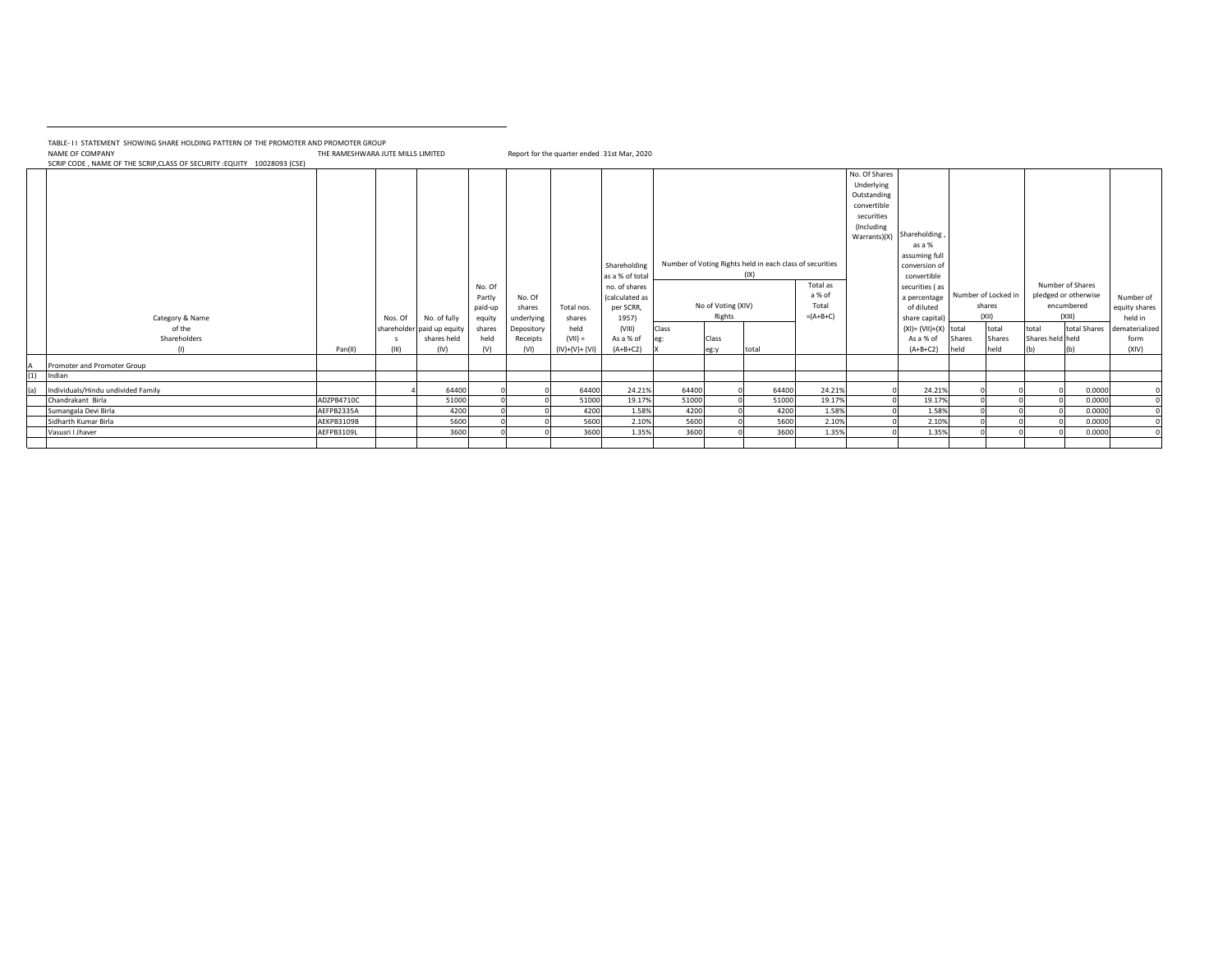TABLE- I I STATEMENT SHOWING SHARE HOLDING PATTERN OF THE PROMOTER AND PROMOTER GROUP

NAME OF COMPANY THE RAMESHWARA JUTE MILLS LIMITED Report for the quarter ended : 31st Mar, 2020

SCRIP CODE , NAME OF THE SCRIP,CLASS OF SECURITY :EQUITY 10028093 (CSE)

| | Category & Name of the Shareholders (I) | Pan(II) | Nos. Of shareholders (III) | No. of fully paid up equity shares held (IV) | No. Of Partly paid-up equity shares held (V) | No. Of shares underlying Depository Receipts (VI) | Total nos. shares held (VII) = (IV)+(V)+ (VI) | Shareholding as a % of total no. of shares (calculated as per SCRR, 1957) (VIII) As a % of (A+B+C2) | Number of Voting Rights held in each class of securities (IX) | | | | No. Of Shares Underlying Outstanding convertible securities (Including Warrants)(X) | Shareholding , as a % assuming full conversion of convertible securities ( as a percentage of diluted share capital) (XI)= (VII)+(X) As a % of (A+B+C2) | Number of Locked in shares (XII) | | Number of Shares pledged or otherwise encumbered (XIII) | | Number of equity shares held in dematerialized form (XIV) |
|---|---|---|---|---|---|---|---|---|---|---|---|---|---|---|---|---|---|---|---|
| | | | | | | | | | No of Voting (XIV) Rights | | | Total as a % of Total =(A+B+C) | | | | | | | |
| | | | | | | | | | Class eg: X | Class eg:y | total | | | | total Shares held | total Shares held | total Shares held (b) | total Shares held (b) | |
| A | Promoter and Promoter Group | | | | | | | | | | | | | | | | | | |
| (1) | Indian | | | | | | | | | | | | | | | | | | |
| (a) | Individuals/Hindu undivided Family | | 4 | 64400 | 0 | 0 | 64400 | 24.21% | 64400 | 0 | 64400 | 24.21% | 0 | 24.21% | 0 | 0 | 0 | 0.0000 | 0 |
| | Chandrakant Birla | ADZPB4710C | | 51000 | 0 | 0 | 51000 | 19.17% | 51000 | 0 | 51000 | 19.17% | 0 | 19.17% | 0 | 0 | 0 | 0.0000 | 0 |
| | Sumangala Devi Birla | AEFPB2335A | | 4200 | 0 | 0 | 4200 | 1.58% | 4200 | 0 | 4200 | 1.58% | 0 | 1.58% | 0 | 0 | 0 | 0.0000 | 0 |
| | Sidharth Kumar Birla | AEKPB3109B | | 5600 | 0 | 0 | 5600 | 2.10% | 5600 | 0 | 5600 | 2.10% | 0 | 2.10% | 0 | 0 | 0 | 0.0000 | 0 |
| | Vasusri I Jhaver | AEFPB3109L | | 3600 | 0 | 0 | 3600 | 1.35% | 3600 | 0 | 3600 | 1.35% | 0 | 1.35% | 0 | 0 | 0 | 0.0000 | 0 |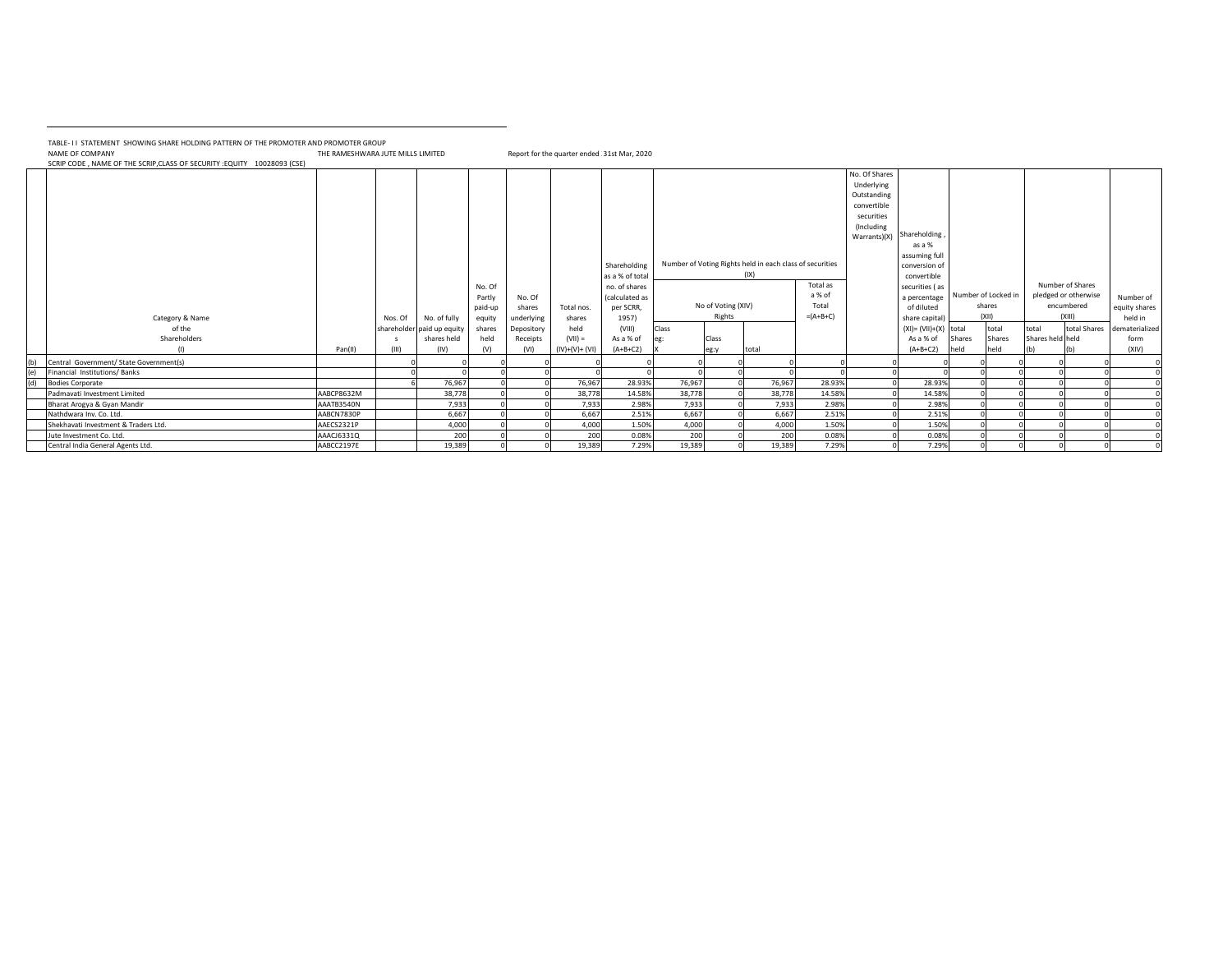TABLE- I I STATEMENT SHOWING SHARE HOLDING PATTERN OF THE PROMOTER AND PROMOTER GROUP

NAME OF COMPANY THE RAMESHWARA JUTE MILLS LIMITED Report for the quarter ended : 31st Mar, 2020

SCRIP CODE , NAME OF THE SCRIP,CLASS OF SECURITY :EQUITY 10028093 (CSE)

| | Category & Name of the Shareholders (I) | Pan(II) | Nos. Of shareholders (III) | No. of fully paid up equity shares held (IV) | No. Of Partly paid-up equity shares held (V) | No. Of shares underlying Depository Receipts (VI) | Total nos. shares held (VII) = (IV)+(V)+ (VI) | Shareholding as a % of total no. of shares (calculated as per SCRR, 1957) (VIII) As a % of (A+B+C2) | Number of Voting Rights held in each class of securities (IX) | | | | No. Of Shares Underlying Outstanding convertible securities (Including Warrants)(X) | Shareholding , as a % assuming full conversion of convertible securities ( as a percentage of diluted share capital) (XI)= (VII)+(X) As a % of (A+B+C2) | Number of Locked in shares (XII) | | Number of Shares pledged or otherwise encumbered (XIII) | | Number of equity shares held in dematerialized form (XIV) |
|---|---|---|---|---|---|---|---|---|---|---|---|---|---|---|---|---|---|---|---|
| | | | | | | | | | No of Voting (XIV) Rights | | | Total as a % of Total =(A+B+C) | | | | | | | |
| | | | | | | | | | Class eg: X | Class eg:y | total | | | | total Shares held | total Shares held | total Shares held (b) | total Shares held (b) | |
| (b) | Central Government/ State Government(s) | | 0 | 0 | 0 | 0 | 0 | 0 | 0 | 0 | 0 | 0 | 0 | 0 | 0 | 0 | 0 | 0 | 0 |
| (e) | Financial Institutions/ Banks | | 0 | 0 | 0 | 0 | 0 | 0 | 0 | 0 | 0 | 0 | 0 | 0 | 0 | 0 | 0 | 0 | 0 |
| (d) | Bodies Corporate | | 6 | 76,967 | 0 | 0 | 76,967 | 28.93% | 76,967 | 0 | 76,967 | 28.93% | 0 | 28.93% | 0 | 0 | 0 | 0 | 0 |
| | Padmavati Investment Limited | AABCP8632M | | 38,778 | 0 | 0 | 38,778 | 14.58% | 38,778 | 0 | 38,778 | 14.58% | 0 | 14.58% | 0 | 0 | 0 | 0 | 0 |
| | Bharat Arogya & Gyan Mandir | AAATB3540N | | 7,933 | 0 | 0 | 7,933 | 2.98% | 7,933 | 0 | 7,933 | 2.98% | 0 | 2.98% | 0 | 0 | 0 | 0 | 0 |
| | Nathdwara Inv. Co. Ltd. | AABCN7830P | | 6,667 | 0 | 0 | 6,667 | 2.51% | 6,667 | 0 | 6,667 | 2.51% | 0 | 2.51% | 0 | 0 | 0 | 0 | 0 |
| | Shekhavati Investment & Traders Ltd. | AAECS2321P | | 4,000 | 0 | 0 | 4,000 | 1.50% | 4,000 | 0 | 4,000 | 1.50% | 0 | 1.50% | 0 | 0 | 0 | 0 | 0 |
| | Jute Investment Co. Ltd. | AAACJ6331Q | | 200 | 0 | 0 | 200 | 0.08% | 200 | 0 | 200 | 0.08% | 0 | 0.08% | 0 | 0 | 0 | 0 | 0 |
| | Central India General Agents Ltd. | AABCC2197E | | 19,389 | 0 | 0 | 19,389 | 7.29% | 19,389 | 0 | 19,389 | 7.29% | 0 | 7.29% | 0 | 0 | 0 | 0 | 0 |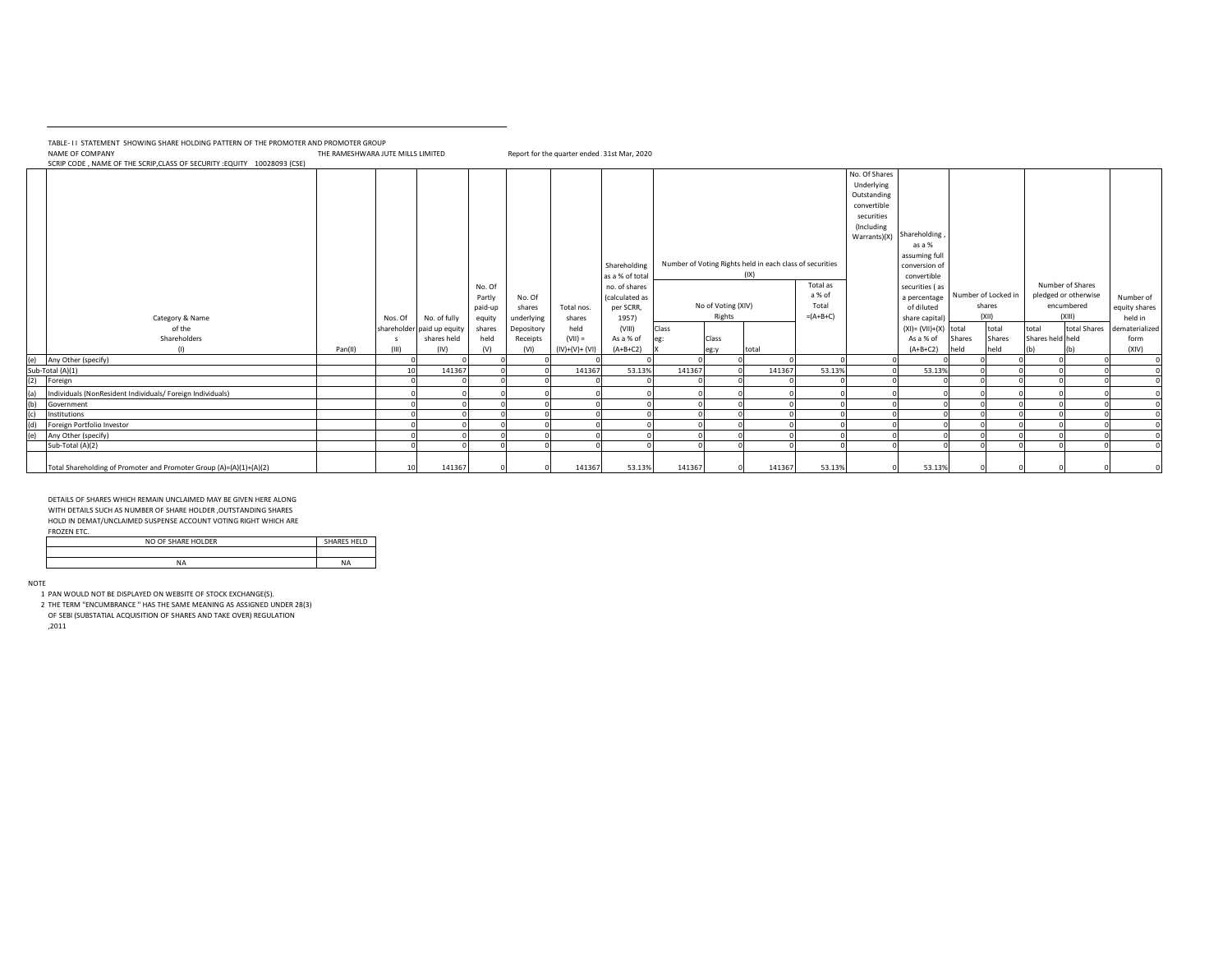TABLE- I I STATEMENT SHOWING SHARE HOLDING PATTERN OF THE PROMOTER AND PROMOTER GROUP

NAME OF COMPANY THE RAMESHWARA JUTE MILLS LIMITED Report for the quarter ended : 31st Mar, 2020

SCRIP CODE , NAME OF THE SCRIP,CLASS OF SECURITY :EQUITY 10028093 (CSE)

| | Category & Name of the Shareholders (I) | Pan(II) | Nos. Of shareholders (III) | No. of fully paid up equity shares held (IV) | No. Of Partly paid-up equity shares held (V) | No. Of shares underlying Depository Receipts (VI) | Total nos. shares held (VII) = (IV)+(V)+ (VI) | Shareholding as a % of total no. of shares (calculated as per SCRR, 1957) (VIII) As a % of (A+B+C2) | Number of Voting Rights held in each class of securities (IX) | | | | No. Of Shares Underlying Outstanding convertible securities (Including Warrants)(X) | Shareholding , as a % assuming full conversion of convertible securities ( as a percentage of diluted share capital) (XI)= (VII)+(X) As a % of (A+B+C2) | Number of Locked in shares (XII) | | Number of Shares pledged or otherwise encumbered (XIII) | | Number of equity shares held in dematerialized form (XIV) |
|---|---|---|---|---|---|---|---|---|---|---|---|---|---|---|---|---|---|---|---|
| | | | | | | | | | No of Voting (XIV) Rights | | | Total as a % of Total =(A+B+C) | | | | | | | |
| | | | | | | | | | Class eg: X | Class eg:y | total | | | | total Shares held | total Shares held | total Shares held (b) | total Shares held (b) | |
| (e) | Any Other (specify) | | 0 | 0 | 0 | 0 | 0 | 0 | 0 | 0 | 0 | 0 | 0 | 0 | 0 | 0 | 0 | 0 | 0 |
| | Sub-Total (A)(1) | | 10 | 141367 | 0 | 0 | 141367 | 53.13% | 141367 | 0 | 141367 | 53.13% | 0 | 53.13% | 0 | 0 | 0 | 0 | 0 |
| (2) | Foreign | | 0 | 0 | 0 | 0 | 0 | 0 | 0 | 0 | 0 | 0 | 0 | 0 | 0 | 0 | 0 | 0 | 0 |
| (a) | Individuals (NonResident Individuals/ Foreign Individuals) | | 0 | 0 | 0 | 0 | 0 | 0 | 0 | 0 | 0 | 0 | 0 | 0 | 0 | 0 | 0 | 0 | 0 |
| (b) | Government | | 0 | 0 | 0 | 0 | 0 | 0 | 0 | 0 | 0 | 0 | 0 | 0 | 0 | 0 | 0 | 0 | 0 |
| (c) | Institutions | | 0 | 0 | 0 | 0 | 0 | 0 | 0 | 0 | 0 | 0 | 0 | 0 | 0 | 0 | 0 | 0 | 0 |
| (d) | Foreign Portfolio Investor | | 0 | 0 | 0 | 0 | 0 | 0 | 0 | 0 | 0 | 0 | 0 | 0 | 0 | 0 | 0 | 0 | 0 |
| (e) | Any Other (specify) | | 0 | 0 | 0 | 0 | 0 | 0 | 0 | 0 | 0 | 0 | 0 | 0 | 0 | 0 | 0 | 0 | 0 |
| | Sub-Total (A)(2) | | 0 | 0 | 0 | 0 | 0 | 0 | 0 | 0 | 0 | 0 | 0 | 0 | 0 | 0 | 0 | 0 | 0 |
| | Total Shareholding of Promoter and Promoter Group (A)=(A)(1)+(A)(2) | | 10 | 141367 | 0 | 0 | 141367 | 53.13% | 141367 | 0 | 141367 | 53.13% | 0 | 53.13% | 0 | 0 | 0 | 0 | 0 |

DETAILS OF SHARES WHICH REMAIN UNCLAIMED MAY BE GIVEN HERE ALONG WITH DETAILS SUCH AS NUMBER OF SHARE HOLDER ,OUTSTANDING SHARES HOLD IN DEMAT/UNCLAIMED SUSPENSE ACCOUNT VOTING RIGHT WHICH ARE FROZEN ETC.

| NO OF SHARE HOLDER | SHARES HELD |
|---|---|
| | |
| NA | NA |

NOTE

1 PAN WOULD NOT BE DISPLAYED ON WEBSITE OF STOCK EXCHANGE(S).

2 THE TERM "ENCUMBRANCE " HAS THE SAME MEANING AS ASSIGNED UNDER 28(3) OF SEBI (SUBSTATIAL ACQUISITION OF SHARES AND TAKE OVER) REGULATION ,2011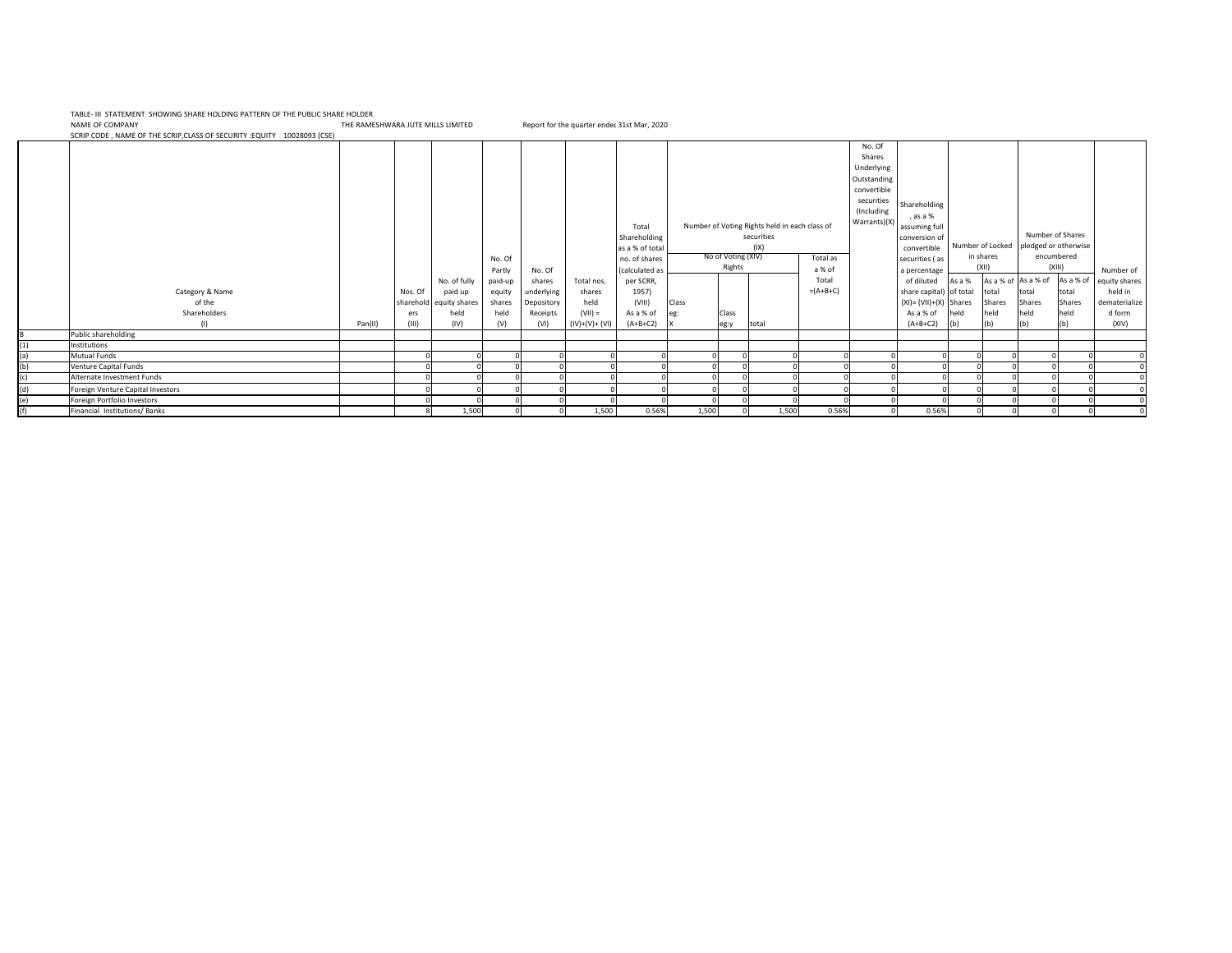TABLE- III STATEMENT SHOWING SHARE HOLDING PATTERN OF THE PUBLIC SHARE HOLDER

NAME OF COMPANY THE RAMESHWARA JUTE MILLS LIMITED Report for the quarter ended 31st Mar, 2020

SCRIP CODE , NAME OF THE SCRIP,CLASS OF SECURITY :EQUITY 10028093 (CSE)

| | Category & Name of the Shareholders (I) | Pan(II) | Nos. Of shareholders (III) | No. of fully paid up equity shares held (IV) | No. Of Partly paid-up equity shares held (V) | No. Of shares underlying Depository Receipts (VI) | Total nos. shares held (VII) = (IV)+(V)+ (VI) | Total Shareholding as a % of total no. of shares (calculated as per SCRR, 1957) (VIII) As a % of (A+B+C2) | Number of Voting Rights held in each class of securities (IX) | | | | No. Of Shares Underlying Outstanding convertible securities (Including Warrants)(X) | Shareholding , as a % assuming full conversion of convertible securities ( as a percentage of diluted share capital) (XI)= (VII)+(X) As a % of (A+B+C2) | Number of Locked in shares (XII) | | Number of Shares pledged or otherwise encumbered (XIII) | | Number of equity shares held in dematerialized form (XIV) |
|---|---|---|---|---|---|---|---|---|---|---|---|---|---|---|---|---|---|---|---|
| | | | | | | | | | No of Voting (XIV) Rights | | | Total as a % of Total =(A+B+C) | | | As a % of total Shares held (b) | As a % of total Shares held (b) | As a % of total Shares held (b) | As a % of total Shares held (b) | |
| | | | | | | | | | Class eg: X | Class eg:y | total | | | | | | | | |
| B | Public shareholding | | | | | | | | | | | | | | | | | | |
| (1) | Institutions | | | | | | | | | | | | | | | | | | |
| (a) | Mutual Funds | | 0 | 0 | 0 | 0 | 0 | 0 | 0 | 0 | 0 | 0 | 0 | 0 | 0 | 0 | 0 | 0 | 0 |
| (b) | Venture Capital Funds | | 0 | 0 | 0 | 0 | 0 | 0 | 0 | 0 | 0 | 0 | 0 | 0 | 0 | 0 | 0 | 0 | 0 |
| (c) | Alternate Investment Funds | | 0 | 0 | 0 | 0 | 0 | 0 | 0 | 0 | 0 | 0 | 0 | 0 | 0 | 0 | 0 | 0 | 0 |
| (d) | Foreign Venture Capital Investors | | 0 | 0 | 0 | 0 | 0 | 0 | 0 | 0 | 0 | 0 | 0 | 0 | 0 | 0 | 0 | 0 | 0 |
| (e) | Foreign Portfolio Investors | | 0 | 0 | 0 | 0 | 0 | 0 | 0 | 0 | 0 | 0 | 0 | 0 | 0 | 0 | 0 | 0 | 0 |
| (f) | Financial Institutions/ Banks | | 8 | 1,500 | 0 | 0 | 1,500 | 0.56% | 1,500 | 0 | 1,500 | 0.56% | 0 | 0.56% | 0 | 0 | 0 | 0 | 0 |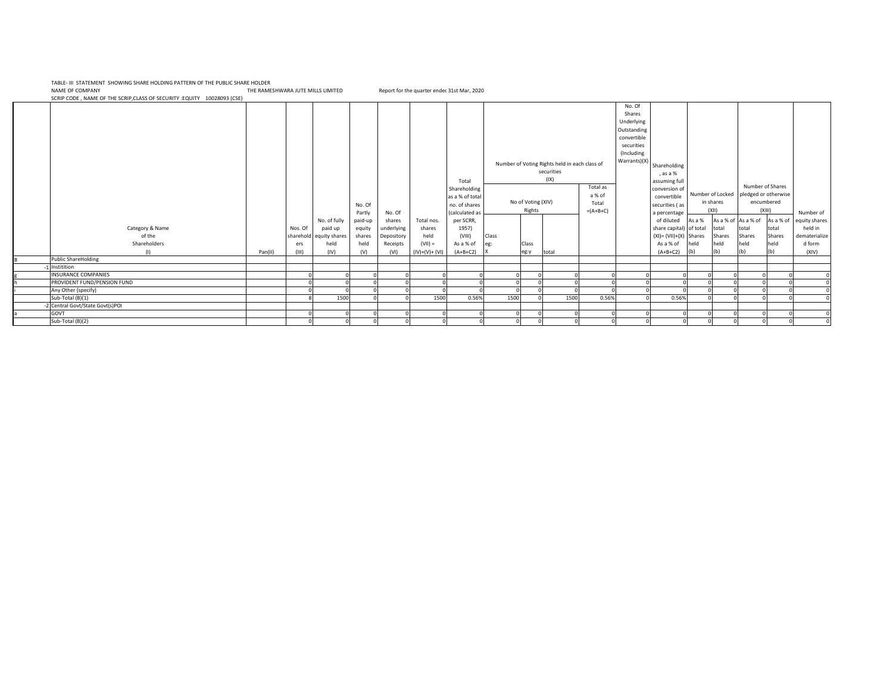TABLE- III STATEMENT SHOWING SHARE HOLDING PATTERN OF THE PUBLIC SHARE HOLDER

NAME OF COMPANY THE RAMESHWARA JUTE MILLS LIMITED Report for the quarter ended 31st Mar, 2020

SCRIP CODE , NAME OF THE SCRIP,CLASS OF SECURITY :EQUITY 10028093 (CSE)

| | Category & Name of the Shareholders (I) | Pan(II) | Nos. Of shareholders (III) | No. of fully paid up equity shares held (IV) | No. Of Partly paid-up equity shares held (V) | No. Of shares underlying Depository Receipts (VI) | Total nos. shares held (VII) = (IV)+(V)+ (VI) | Total Shareholding as a % of total no. of shares (calculated as per SCRR, 1957) (VIII) As a % of (A+B+C2) | Number of Voting Rights held in each class of securities (IX) | | | | No. Of Shares Underlying Outstanding convertible securities (Including Warrants)(X) | Shareholding , as a % assuming full conversion of convertible securities ( as a percentage of diluted share capital) (XI)= (VII)+(X) As a % of (A+B+C2) | Number of Locked in shares (XII) | | Number of Shares pledged or otherwise encumbered (XIII) | | Number of equity shares held in dematerialized form (XIV) |
|---|---|---|---|---|---|---|---|---|---|---|---|---|---|---|---|---|---|---|---|
| | | | | | | | | | No of Voting (XIV) Rights | | | Total as a % of Total =(A+B+C) | | | As a % of total Shares held (b) | As a % of total Shares held (b) | As a % of total Shares held (b) | As a % of total Shares held (b) | |
| | | | | | | | | | Class eg: X | Class eg:y | total | | | | | | | | |
| B | Public ShareHolding | | | | | | | | | | | | | | | | | | |
| -1 | Institition | | | | | | | | | | | | | | | | | | |
| g | INSURANCE COMPANIES | | 0 | 0 | 0 | 0 | 0 | 0 | 0 | 0 | 0 | 0 | 0 | 0 | 0 | 0 | 0 | 0 | 0 |
| h | PROVIDENT FUND/PENSION FUND | | 0 | 0 | 0 | 0 | 0 | 0 | 0 | 0 | 0 | 0 | 0 | 0 | 0 | 0 | 0 | 0 | 0 |
| i | Any Other (specify) | | 0 | 0 | 0 | 0 | 0 | 0 | 0 | 0 | 0 | 0 | 0 | 0 | 0 | 0 | 0 | 0 | 0 |
| | Sub-Total (B)(1) | | 8 | 1500 | 0 | 0 | 1500 | 0.56% | 1500 | 0 | 1500 | 0.56% | 0 | 0.56% | 0 | 0 | 0 | 0 | 0 |
| -2 | Central Govt/State Govt(s)POI | | | | | | | | | | | | | | | | | | |
| a | GOVT | | 0 | 0 | 0 | 0 | 0 | 0 | 0 | 0 | 0 | 0 | 0 | 0 | 0 | 0 | 0 | 0 | 0 |
| | Sub-Total (B)(2) | | 0 | 0 | 0 | 0 | 0 | 0 | 0 | 0 | 0 | 0 | 0 | 0 | 0 | 0 | 0 | 0 | 0 |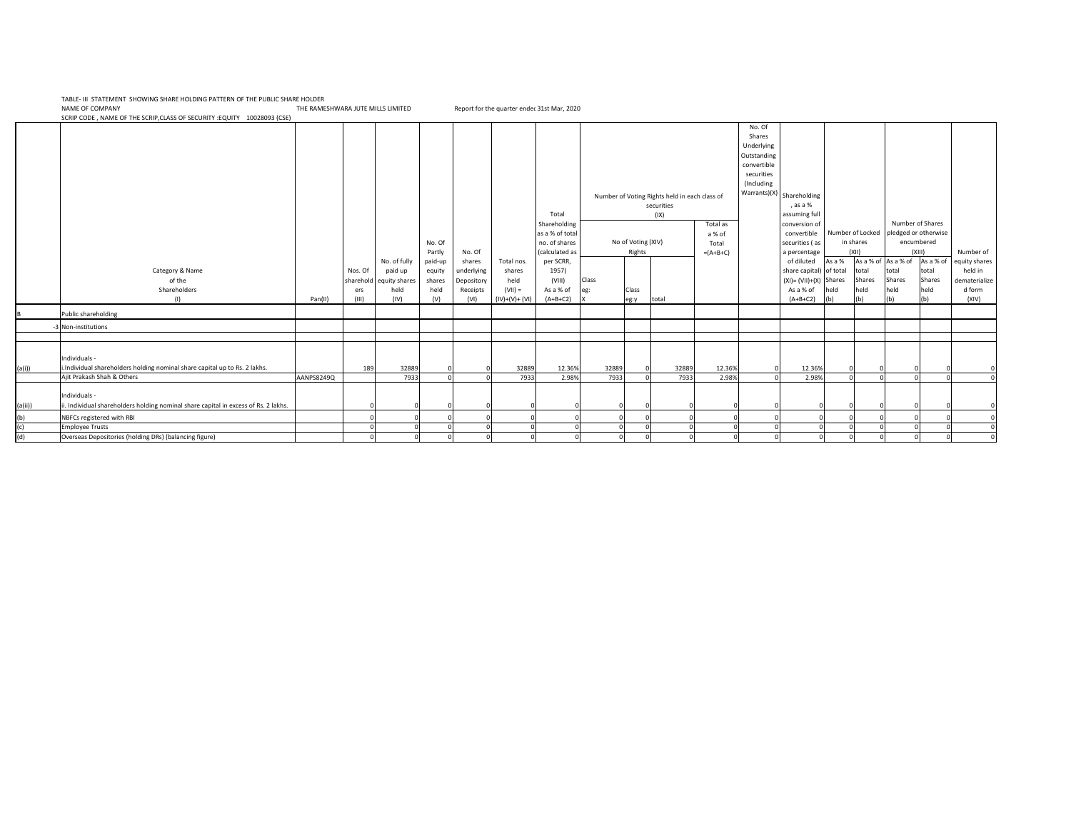TABLE- III STATEMENT SHOWING SHARE HOLDING PATTERN OF THE PUBLIC SHARE HOLDER

NAME OF COMPANY THE RAMESHWARA JUTE MILLS LIMITED Report for the quarter endec 31st Mar, 2020

SCRIP CODE , NAME OF THE SCRIP,CLASS OF SECURITY :EQUITY 10028093 (CSE)

| | Category & Name of the Shareholders (I) | Pan(II) | Nos. Of sharehold ers (III) | No. of fully paid up equity shares held (IV) | No. Of Partly paid-up equity shares held (V) | No. Of shares underlying Depository Receipts (VI) | Total nos. shares held (VII) = (IV)+(V)+ (VI) | Total Shareholding as a % of total no. of shares (calculated as per SCRR, 1957) (VIII) As a % of (A+B+C2) | Number of Voting Rights held in each class of securities (IX) No of Voting (XIV) Rights Class eg: X | Class eg:y | total | Total as a % of Total =(A+B+C) | No. Of Shares Underlying Outstanding convertible securities (Including Warrants)(X) | Shareholding , as a % assuming full conversion of convertible securities ( as a percentage of diluted share capital) (XI)= (VII)+(X) As a % of (A+B+C2) | Number of Locked in shares (XII) As a % of total Shares held (b) | As a % of total Shares held (b) | Number of Shares pledged or otherwise encumbered (XIII) As a % of total Shares held (b) | As a % of total Shares held (b) | Number of equity shares held in dematerialize d form (XIV) |
|---|---|---|---|---|---|---|---|---|---|---|---|---|---|---|---|---|---|---|---|
| B | Public shareholding | | | | | | | | | | | | | | | | | | |
| -3 | Non-institutions | | | | | | | | | | | | | | | | | | |
| | | | | | | | | | | | | | | | | | | | |
| (a(i)) | Individuals - i.Individual shareholders holding nominal share capital up to Rs. 2 lakhs. | | 189 | 32889 | 0 | 0 | 32889 | 12.36% | 32889 | 0 | 32889 | 12.36% | 0 | 12.36% | 0 | 0 | 0 | 0 | 0 |
| | Ajit Prakash Shah & Others | AANPS8249Q | | 7933 | 0 | 0 | 7933 | 2.98% | 7933 | 0 | 7933 | 2.98% | 0 | 2.98% | 0 | 0 | 0 | 0 | 0 |
| (a(ii)) | Individuals - ii. Individual shareholders holding nominal share capital in excess of Rs. 2 lakhs. | | 0 | 0 | 0 | 0 | 0 | 0 | 0 | 0 | 0 | 0 | 0 | 0 | 0 | 0 | 0 | 0 | 0 |
| (b) | NBFCs registered with RBI | | 0 | 0 | 0 | 0 | 0 | 0 | 0 | 0 | 0 | 0 | 0 | 0 | 0 | 0 | 0 | 0 | 0 |
| (c) | Employee Trusts | | 0 | 0 | 0 | 0 | 0 | 0 | 0 | 0 | 0 | 0 | 0 | 0 | 0 | 0 | 0 | 0 | 0 |
| (d) | Overseas Depositories (holding DRs) (balancing figure) | | 0 | 0 | 0 | 0 | 0 | 0 | 0 | 0 | 0 | 0 | 0 | 0 | 0 | 0 | 0 | 0 | 0 |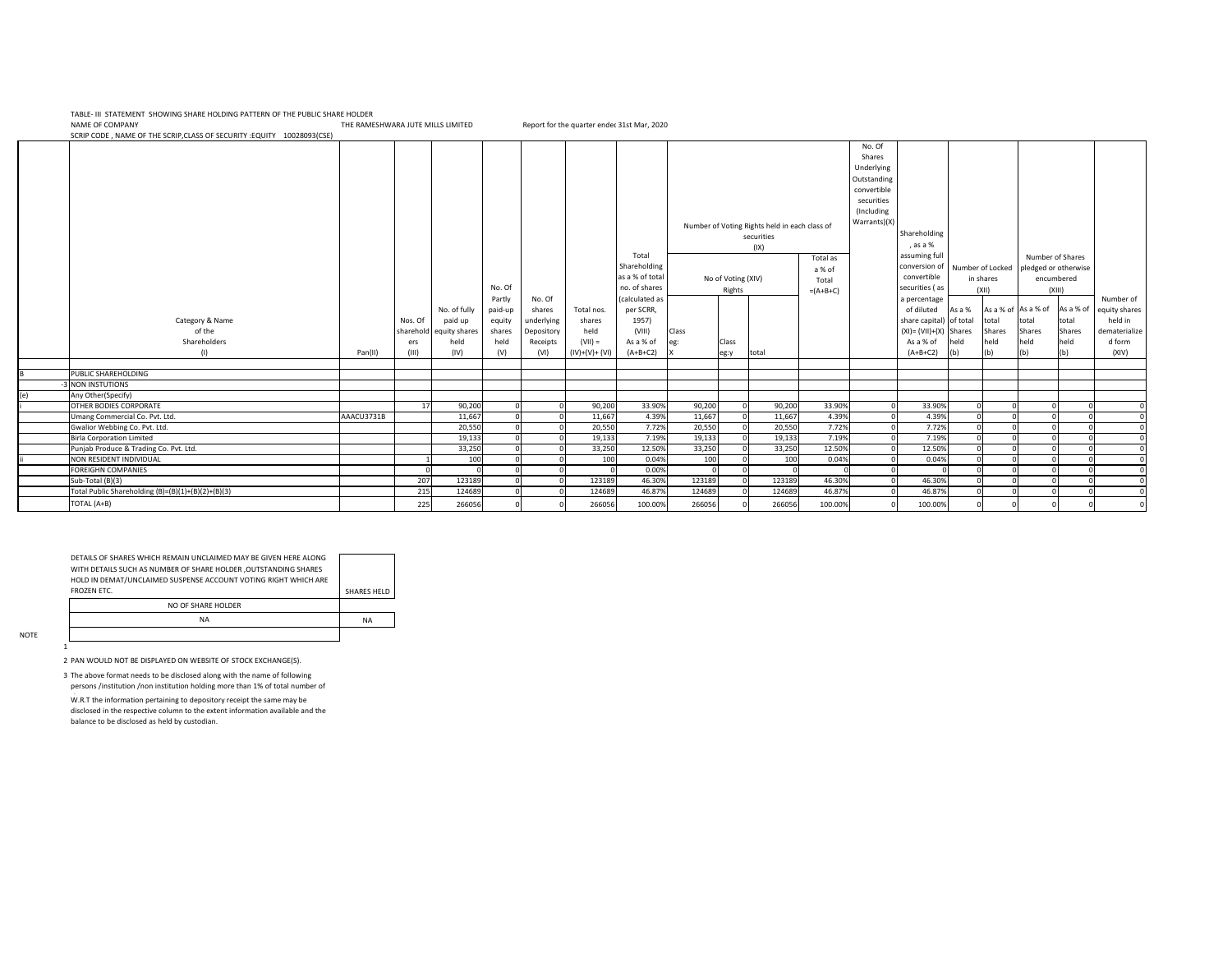TABLE- III STATEMENT SHOWING SHARE HOLDING PATTERN OF THE PUBLIC SHARE HOLDER

NAME OF COMPANY THE RAMESHWARA JUTE MILLS LIMITED Report for the quarter ended 31st Mar, 2020

SCRIP CODE , NAME OF THE SCRIP,CLASS OF SECURITY :EQUITY 10028093(CSE)

| | Category & Name of the Shareholders (I) | Pan(II) | Nos. Of shareholders (III) | No. of fully paid up equity shares held (IV) | No. Of Partly paid-up equity shares held (V) | No. Of shares underlying Depository Receipts (VI) | Total nos. shares held (VII) = (IV)+(V)+ (VI) | Total Shareholding as a % of total no. of shares (calculated as per SCRR, 1957) (VIII) As a % of (A+B+C2) | Number of Voting Rights held in each class of securities (IX) No of Voting (XIV) Rights Class eg: X | Class eg:y | total | Total as a % of Total =(A+B+C) | No. Of Shares Underlying Outstanding convertible securities (Including Warrants)(X) | Shareholding , as a % assuming full conversion of convertible securities ( as a percentage of diluted share capital) (XI)= (VII)+(X) As a % of (A+B+C2) | Number of Locked in shares (XII) As a % of total Shares held (b) | As a % of total Shares held (b) | Number of Shares pledged or otherwise encumbered (XIII) As a % of total Shares held (b) | As a % of total Shares held (b) | Number of equity shares held in dematerialized form (XIV) |
|---|---|---|---|---|---|---|---|---|---|---|---|---|---|---|---|---|---|---|---|
| B | PUBLIC SHAREHOLDING | | | | | | | | | | | | | | | | | | |
| -3 | NON INSTUTIONS | | | | | | | | | | | | | | | | | | |
| (e) | Any Other(Specify) | | | | | | | | | | | | | | | | | | |
| i | OTHER BODIES CORPORATE | | 17 | 90,200 | 0 | 0 | 90,200 | 33.90% | 90,200 | 0 | 90,200 | 33.90% | 0 | 33.90% | 0 | 0 | 0 | 0 | 0 |
| | Umang Commercial Co. Pvt. Ltd. | AAACU3731B | | 11,667 | 0 | 0 | 11,667 | 4.39% | 11,667 | 0 | 11,667 | 4.39% | 0 | 4.39% | 0 | 0 | 0 | 0 | 0 |
| | Gwalior Webbing Co. Pvt. Ltd. | | | 20,550 | 0 | 0 | 20,550 | 7.72% | 20,550 | 0 | 20,550 | 7.72% | 0 | 7.72% | 0 | 0 | 0 | 0 | 0 |
| | Birla Corporation Limited | | | 19,133 | 0 | 0 | 19,133 | 7.19% | 19,133 | 0 | 19,133 | 7.19% | 0 | 7.19% | 0 | 0 | 0 | 0 | 0 |
| | Punjab Produce & Trading Co. Pvt. Ltd. | | | 33,250 | 0 | 0 | 33,250 | 12.50% | 33,250 | 0 | 33,250 | 12.50% | 0 | 12.50% | 0 | 0 | 0 | 0 | 0 |
| ii | NON RESIDENT INDIVIDUAL | | 1 | 100 | 0 | 0 | 100 | 0.04% | 100 | 0 | 100 | 0.04% | 0 | 0.04% | 0 | 0 | 0 | 0 | 0 |
| | FOREIGHN COMPANIES | | 0 | 0 | 0 | 0 | 0 | 0.00% | 0 | 0 | 0 | 0 | 0 | 0 | 0 | 0 | 0 | 0 | 0 |
| | Sub-Total (B)(3) | | 207 | 123189 | 0 | 0 | 123189 | 46.30% | 123189 | 0 | 123189 | 46.30% | 0 | 46.30% | 0 | 0 | 0 | 0 | 0 |
| | Total Public Shareholding (B)=(B)(1)+(B)(2)+(B)(3) | | 215 | 124689 | 0 | 0 | 124689 | 46.87% | 124689 | 0 | 124689 | 46.87% | 0 | 46.87% | 0 | 0 | 0 | 0 | 0 |
| | TOTAL (A+B) | | 225 | 266056 | 0 | 0 | 266056 | 100.00% | 266056 | 0 | 266056 | 100.00% | 0 | 100.00% | 0 | 0 | 0 | 0 | 0 |

| DETAILS OF SHARES WHICH REMAIN UNCLAIMED MAY BE GIVEN HERE ALONG WITH DETAILS SUCH AS NUMBER OF SHARE HOLDER ,OUTSTANDING SHARES HOLD IN DEMAT/UNCLAIMED SUSPENSE ACCOUNT VOTING RIGHT WHICH ARE FROZEN ETC. | SHARES HELD |
|---|---|
| NO OF SHARE HOLDER | |
| NA | NA |
| | |

NOTE

1

2 PAN WOULD NOT BE DISPLAYED ON WEBSITE OF STOCK EXCHANGE(S).

3 The above format needs to be disclosed along with the name of following persons /institution /non institution holding more than 1% of total number of

W.R.T the information pertaining to depository receipt the same may be disclosed in the respective column to the extent information available and the balance to be disclosed as held by custodian.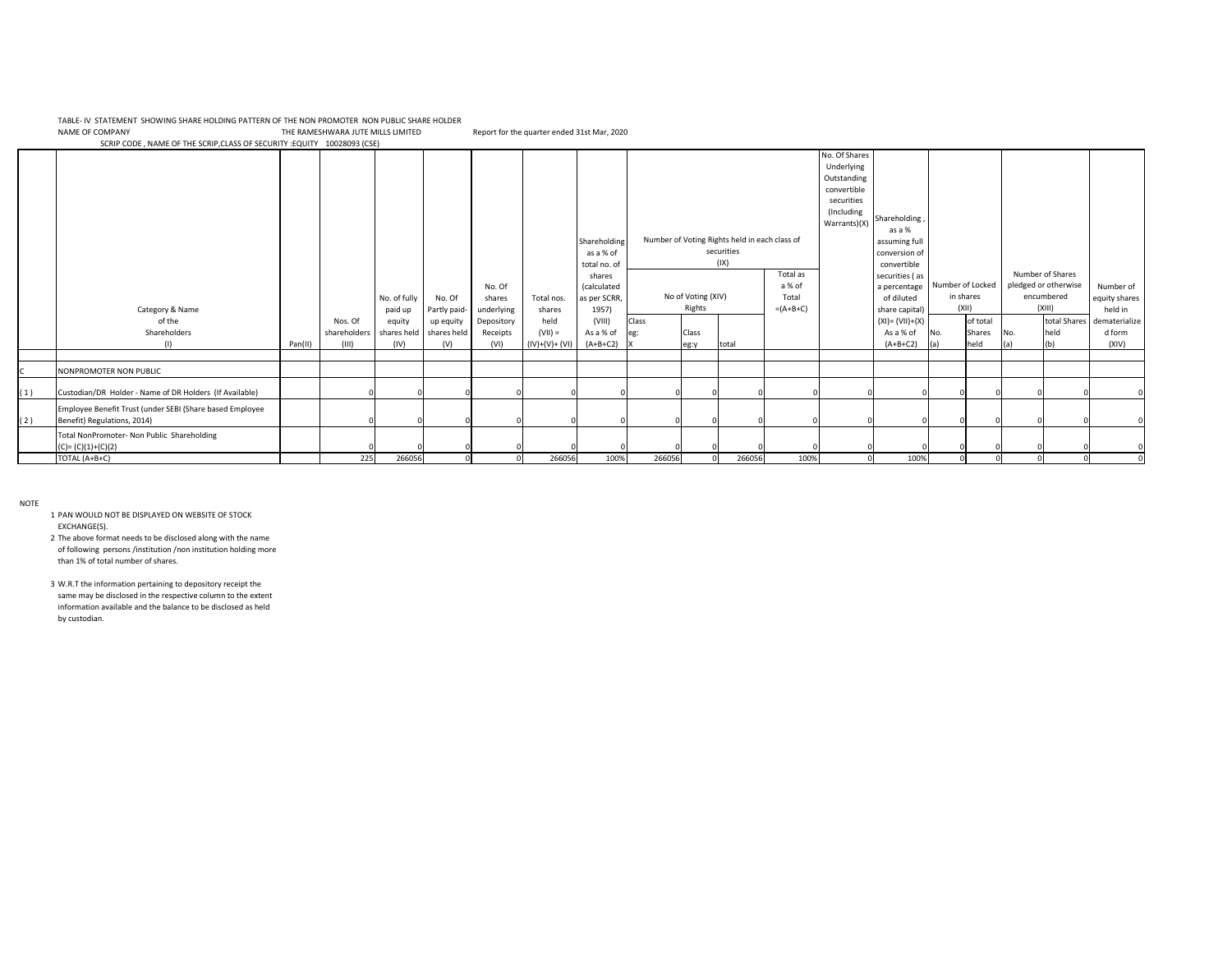TABLE- IV STATEMENT SHOWING SHARE HOLDING PATTERN OF THE NON PROMOTER NON PUBLIC SHARE HOLDER

NAME OF COMPANY THE RAMESHWARA JUTE MILLS LIMITED Report for the quarter ended 31st Mar, 2020

SCRIP CODE , NAME OF THE SCRIP,CLASS OF SECURITY :EQUITY 10028093 (CSE)

| | Category & Name of the Shareholders (I) | Pan(II) | Nos. Of shareholders (III) | No. of fully paid up equity shares held (IV) | No. Of Partly paid-up equity shares held (V) | No. Of shares underlying Depository Receipts (VI) | Total nos. shares held (VII) = (IV)+(V)+ (VI) | Shareholding as a % of total no. of shares (calculated as per SCRR, 1957) (VIII) As a % of (A+B+C2) | Number of Voting Rights held in each class of securities (IX) | | | | No. Of Shares Underlying Outstanding convertible securities (Including Warrants)(X) | Shareholding , as a % assuming full conversion of convertible securities ( as a percentage of diluted share capital) (XI)= (VII)+(X) As a % of (A+B+C2) | Number of Locked in shares (XII) | | Number of Shares pledged or otherwise encumbered (XIII) | | Number of equity shares held in dematerialized form (XIV) |
|---|---|---|---|---|---|---|---|---|---|---|---|---|---|---|---|---|---|---|---|
| | | | | | | | | | No of Voting (XIV) Rights | | | Total as a % of Total =(A+B+C) | | | | | | | |
| | | | | | | | | | Class eg: X | Class eg:y | total | | | | No. (a) | of total Shares held | No. (a) | total Shares held (b) | |
| C | NONPROMOTER NON PUBLIC | | | | | | | | | | | | | | | | | | |
| ( 1 ) | Custodian/DR Holder - Name of DR Holders (If Available) | | 0 | 0 | 0 | 0 | 0 | 0 | 0 | 0 | 0 | 0 | 0 | 0 | 0 | 0 | 0 | 0 | 0 |
| ( 2 ) | Employee Benefit Trust (under SEBI (Share based Employee Benefit) Regulations, 2014) | | 0 | 0 | 0 | 0 | 0 | 0 | 0 | 0 | 0 | 0 | 0 | 0 | 0 | 0 | 0 | 0 | 0 |
| | Total NonPromoter- Non Public Shareholding (C)= (C)(1)+(C)(2) | | 0 | 0 | 0 | 0 | 0 | 0 | 0 | 0 | 0 | 0 | 0 | 0 | 0 | 0 | 0 | 0 | 0 |
| | TOTAL (A+B+C) | | 225 | 266056 | 0 | 0 | 266056 | 100% | 266056 | 0 | 266056 | 100% | 0 | 100% | 0 | 0 | 0 | 0 | 0 |

NOTE

1. PAN WOULD NOT BE DISPLAYED ON WEBSITE OF STOCK EXCHANGE(S).
2. The above format needs to be disclosed along with the name of following persons /institution /non institution holding more than 1% of total number of shares.
3. W.R.T the information pertaining to depository receipt the same may be disclosed in the respective column to the extent information available and the balance to be disclosed as held by custodian.